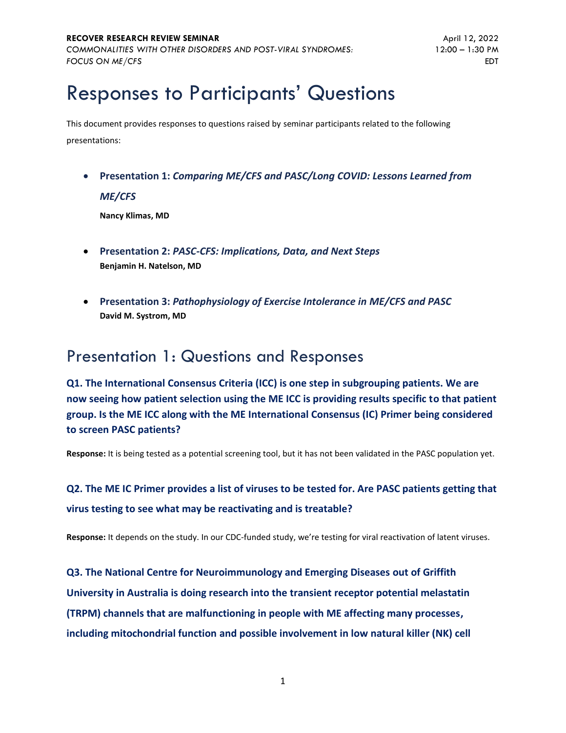**RECOVER RESEARCH REVIEW SEMINAR**
*COMMONALITIES WITH OTHER DISORDERS AND POST-VIRAL SYNDROMES: FOCUS ON ME/CFS*

April 12, 2022
12:00 – 1:30 PM EDT

# Responses to Participants' Questions

This document provides responses to questions raised by seminar participants related to the following presentations:

- **Presentation 1:** ***Comparing ME/CFS and PASC/Long COVID: Lessons Learned from ME/CFS***
  **Nancy Klimas, MD**

- **Presentation 2:** ***PASC-CFS: Implications, Data, and Next Steps***
  **Benjamin H. Natelson, MD**

- **Presentation 3:** ***Pathophysiology of Exercise Intolerance in ME/CFS and PASC***
  **David M. Systrom, MD**

## Presentation 1: Questions and Responses

### Q1. The International Consensus Criteria (ICC) is one step in subgrouping patients. We are now seeing how patient selection using the ME ICC is providing results specific to that patient group. Is the ME ICC along with the ME International Consensus (IC) Primer being considered to screen PASC patients?

**Response:** It is being tested as a potential screening tool, but it has not been validated in the PASC population yet.

### Q2. The ME IC Primer provides a list of viruses to be tested for. Are PASC patients getting that virus testing to see what may be reactivating and is treatable?

**Response:** It depends on the study. In our CDC-funded study, we're testing for viral reactivation of latent viruses.

### Q3. The National Centre for Neuroimmunology and Emerging Diseases out of Griffith University in Australia is doing research into the transient receptor potential melastatin (TRPM) channels that are malfunctioning in people with ME affecting many processes, including mitochondrial function and possible involvement in low natural killer (NK) cell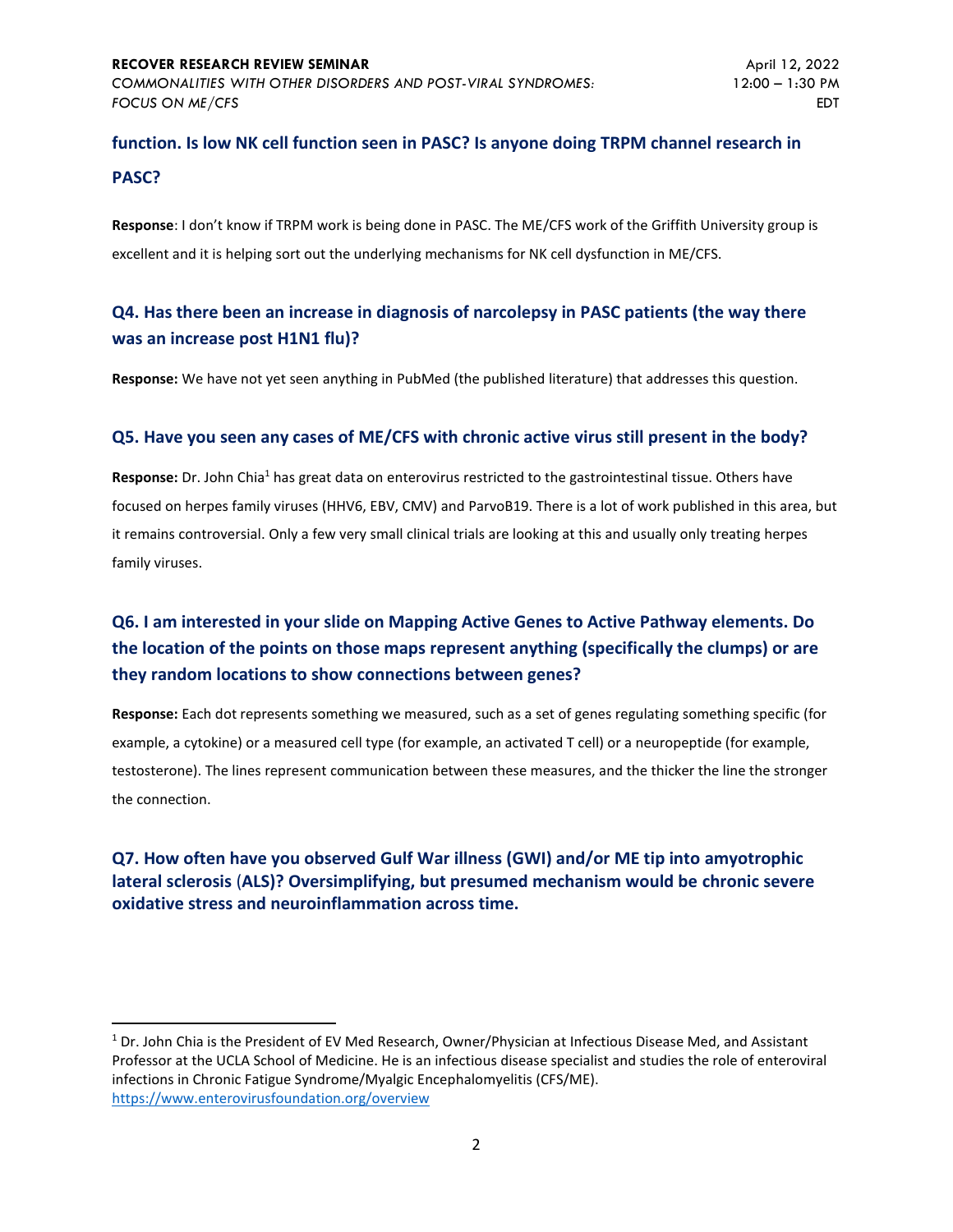**function. Is low NK cell function seen in PASC? Is anyone doing TRPM channel research in PASC?**

**Response**: I don't know if TRPM work is being done in PASC. The ME/CFS work of the Griffith University group is excellent and it is helping sort out the underlying mechanisms for NK cell dysfunction in ME/CFS.

## Q4. Has there been an increase in diagnosis of narcolepsy in PASC patients (the way there was an increase post H1N1 flu)?

**Response:** We have not yet seen anything in PubMed (the published literature) that addresses this question.

## Q5. Have you seen any cases of ME/CFS with chronic active virus still present in the body?

**Response:** Dr. John Chia[1] has great data on enterovirus restricted to the gastrointestinal tissue. Others have focused on herpes family viruses (HHV6, EBV, CMV) and ParvoB19. There is a lot of work published in this area, but it remains controversial. Only a few very small clinical trials are looking at this and usually only treating herpes family viruses.

## Q6. I am interested in your slide on Mapping Active Genes to Active Pathway elements. Do the location of the points on those maps represent anything (specifically the clumps) or are they random locations to show connections between genes?

**Response:** Each dot represents something we measured, such as a set of genes regulating something specific (for example, a cytokine) or a measured cell type (for example, an activated T cell) or a neuropeptide (for example, testosterone). The lines represent communication between these measures, and the thicker the line the stronger the connection.

## Q7. How often have you observed Gulf War illness (GWI) and/or ME tip into amyotrophic lateral sclerosis (ALS)? Oversimplifying, but presumed mechanism would be chronic severe oxidative stress and neuroinflammation across time.

---

[1] Dr. John Chia is the President of EV Med Research, Owner/Physician at Infectious Disease Med, and Assistant Professor at the UCLA School of Medicine. He is an infectious disease specialist and studies the role of enteroviral infections in Chronic Fatigue Syndrome/Myalgic Encephalomyelitis (CFS/ME). https://www.enterovirusfoundation.org/overview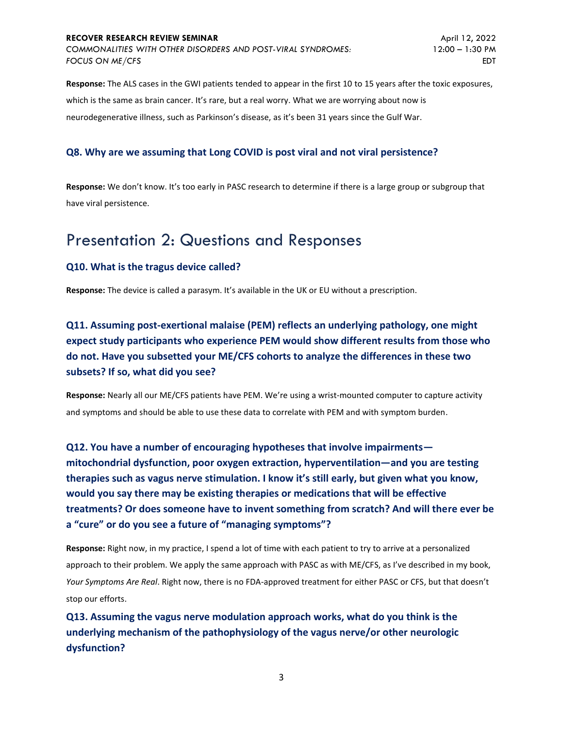**Response:** The ALS cases in the GWI patients tended to appear in the first 10 to 15 years after the toxic exposures, which is the same as brain cancer. It's rare, but a real worry. What we are worrying about now is neurodegenerative illness, such as Parkinson's disease, as it's been 31 years since the Gulf War.

### Q8. Why are we assuming that Long COVID is post viral and not viral persistence?

**Response:** We don't know. It's too early in PASC research to determine if there is a large group or subgroup that have viral persistence.

## Presentation 2: Questions and Responses

### Q10. What is the tragus device called?

**Response:** The device is called a parasym. It's available in the UK or EU without a prescription.

### Q11. Assuming post-exertional malaise (PEM) reflects an underlying pathology, one might expect study participants who experience PEM would show different results from those who do not. Have you subsetted your ME/CFS cohorts to analyze the differences in these two subsets? If so, what did you see?

**Response:** Nearly all our ME/CFS patients have PEM. We're using a wrist-mounted computer to capture activity and symptoms and should be able to use these data to correlate with PEM and with symptom burden.

### Q12. You have a number of encouraging hypotheses that involve impairments—mitochondrial dysfunction, poor oxygen extraction, hyperventilation—and you are testing therapies such as vagus nerve stimulation. I know it's still early, but given what you know, would you say there may be existing therapies or medications that will be effective treatments? Or does someone have to invent something from scratch? And will there ever be a "cure" or do you see a future of "managing symptoms"?

**Response:** Right now, in my practice, I spend a lot of time with each patient to try to arrive at a personalized approach to their problem. We apply the same approach with PASC as with ME/CFS, as I've described in my book, *Your Symptoms Are Real*. Right now, there is no FDA-approved treatment for either PASC or CFS, but that doesn't stop our efforts.

### Q13. Assuming the vagus nerve modulation approach works, what do you think is the underlying mechanism of the pathophysiology of the vagus nerve/or other neurologic dysfunction?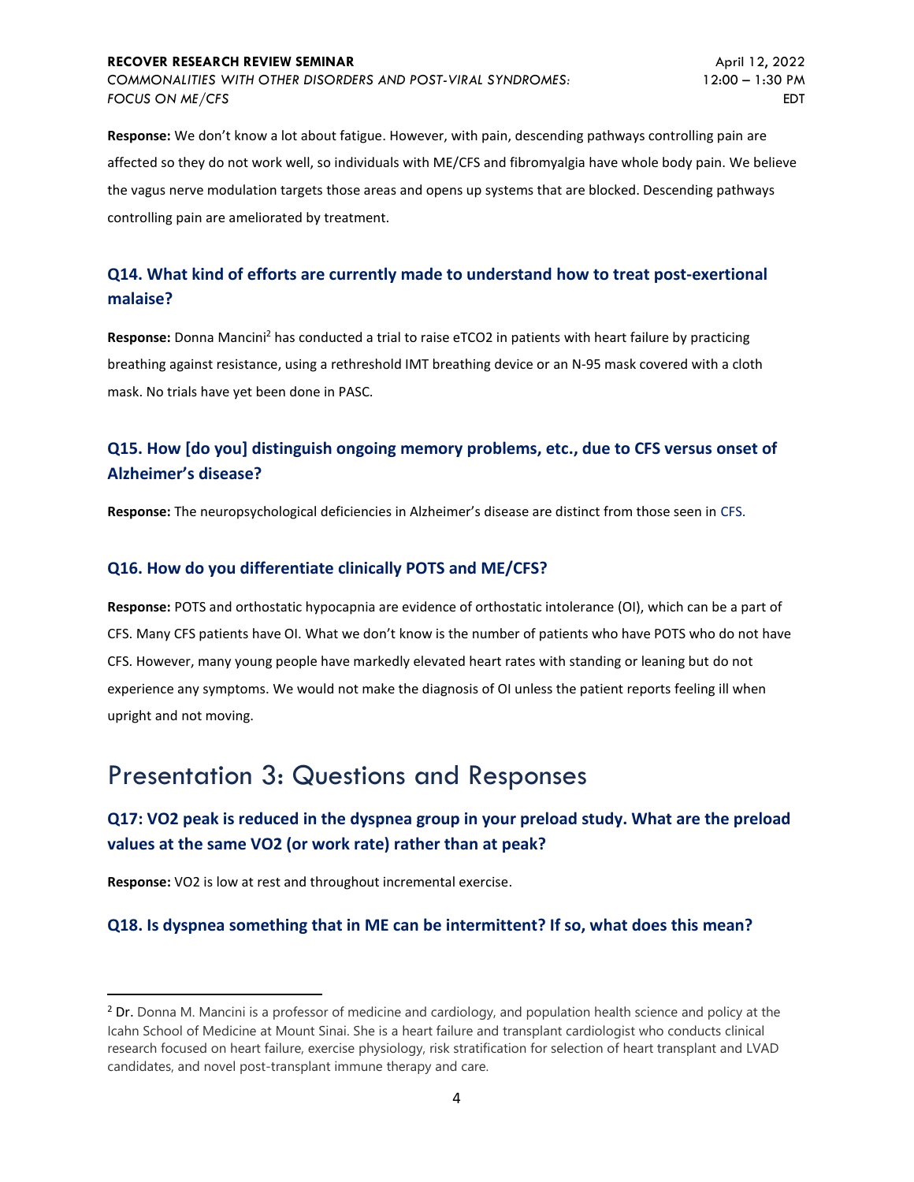**Response:** We don't know a lot about fatigue. However, with pain, descending pathways controlling pain are affected so they do not work well, so individuals with ME/CFS and fibromyalgia have whole body pain. We believe the vagus nerve modulation targets those areas and opens up systems that are blocked. Descending pathways controlling pain are ameliorated by treatment.

### Q14. What kind of efforts are currently made to understand how to treat post-exertional malaise?

**Response:** Donna Mancini[2] has conducted a trial to raise $eTCO_2$ in patients with heart failure by practicing breathing against resistance, using a rethreshold IMT breathing device or an N-95 mask covered with a cloth mask. No trials have yet been done in PASC.

### Q15. How [do you] distinguish ongoing memory problems, etc., due to CFS versus onset of Alzheimer's disease?

**Response:** The neuropsychological deficiencies in Alzheimer's disease are distinct from those seen in CFS.

### Q16. How do you differentiate clinically POTS and ME/CFS?

**Response:** POTS and orthostatic hypocapnia are evidence of orthostatic intolerance (OI), which can be a part of CFS. Many CFS patients have OI. What we don't know is the number of patients who have POTS who do not have CFS. However, many young people have markedly elevated heart rates with standing or leaning but do not experience any symptoms. We would not make the diagnosis of OI unless the patient reports feeling ill when upright and not moving.

## Presentation 3: Questions and Responses

### Q17: VO2 peak is reduced in the dyspnea group in your preload study. What are the preload values at the same VO2 (or work rate) rather than at peak?

**Response:** $VO_2$ is low at rest and throughout incremental exercise.

### Q18. Is dyspnea something that in ME can be intermittent? If so, what does this mean?

---

[2] Dr. Donna M. Mancini is a professor of medicine and cardiology, and population health science and policy at the Icahn School of Medicine at Mount Sinai. She is a heart failure and transplant cardiologist who conducts clinical research focused on heart failure, exercise physiology, risk stratification for selection of heart transplant and LVAD candidates, and novel post-transplant immune therapy and care.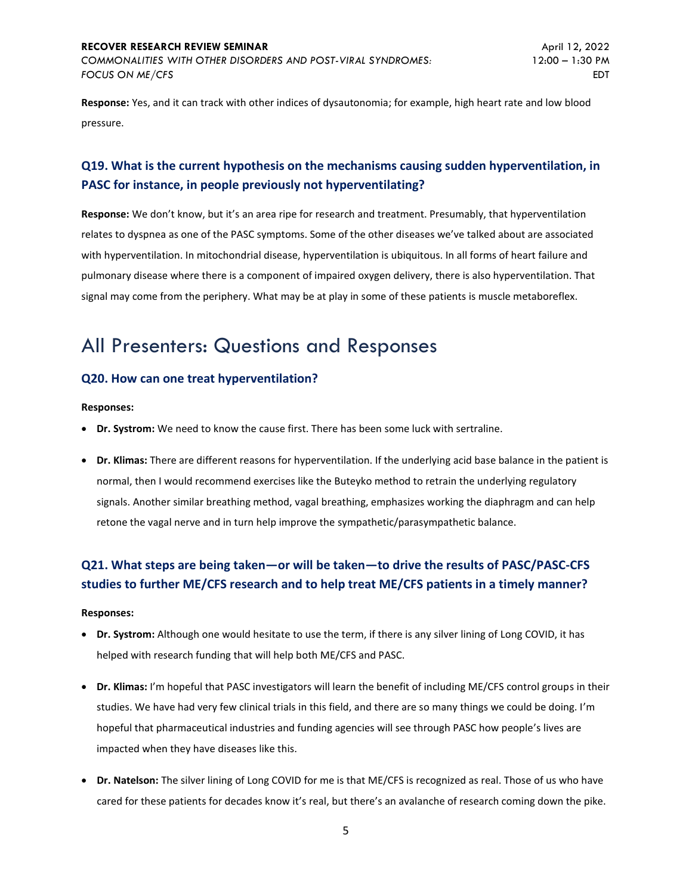**Response:** Yes, and it can track with other indices of dysautonomia; for example, high heart rate and low blood pressure.

### Q19. What is the current hypothesis on the mechanisms causing sudden hyperventilation, in PASC for instance, in people previously not hyperventilating?

**Response:** We don't know, but it's an area ripe for research and treatment. Presumably, that hyperventilation relates to dyspnea as one of the PASC symptoms. Some of the other diseases we've talked about are associated with hyperventilation. In mitochondrial disease, hyperventilation is ubiquitous. In all forms of heart failure and pulmonary disease where there is a component of impaired oxygen delivery, there is also hyperventilation. That signal may come from the periphery. What may be at play in some of these patients is muscle metaboreflex.

## All Presenters: Questions and Responses

### Q20. How can one treat hyperventilation?

**Responses:**

- **Dr. Systrom:** We need to know the cause first. There has been some luck with sertraline.
- **Dr. Klimas:** There are different reasons for hyperventilation. If the underlying acid base balance in the patient is normal, then I would recommend exercises like the Buteyko method to retrain the underlying regulatory signals. Another similar breathing method, vagal breathing, emphasizes working the diaphragm and can help retone the vagal nerve and in turn help improve the sympathetic/parasympathetic balance.

### Q21. What steps are being taken—or will be taken—to drive the results of PASC/PASC-CFS studies to further ME/CFS research and to help treat ME/CFS patients in a timely manner?

**Responses:**

- **Dr. Systrom:** Although one would hesitate to use the term, if there is any silver lining of Long COVID, it has helped with research funding that will help both ME/CFS and PASC.
- **Dr. Klimas:** I'm hopeful that PASC investigators will learn the benefit of including ME/CFS control groups in their studies. We have had very few clinical trials in this field, and there are so many things we could be doing. I'm hopeful that pharmaceutical industries and funding agencies will see through PASC how people's lives are impacted when they have diseases like this.
- **Dr. Natelson:** The silver lining of Long COVID for me is that ME/CFS is recognized as real. Those of us who have cared for these patients for decades know it's real, but there's an avalanche of research coming down the pike.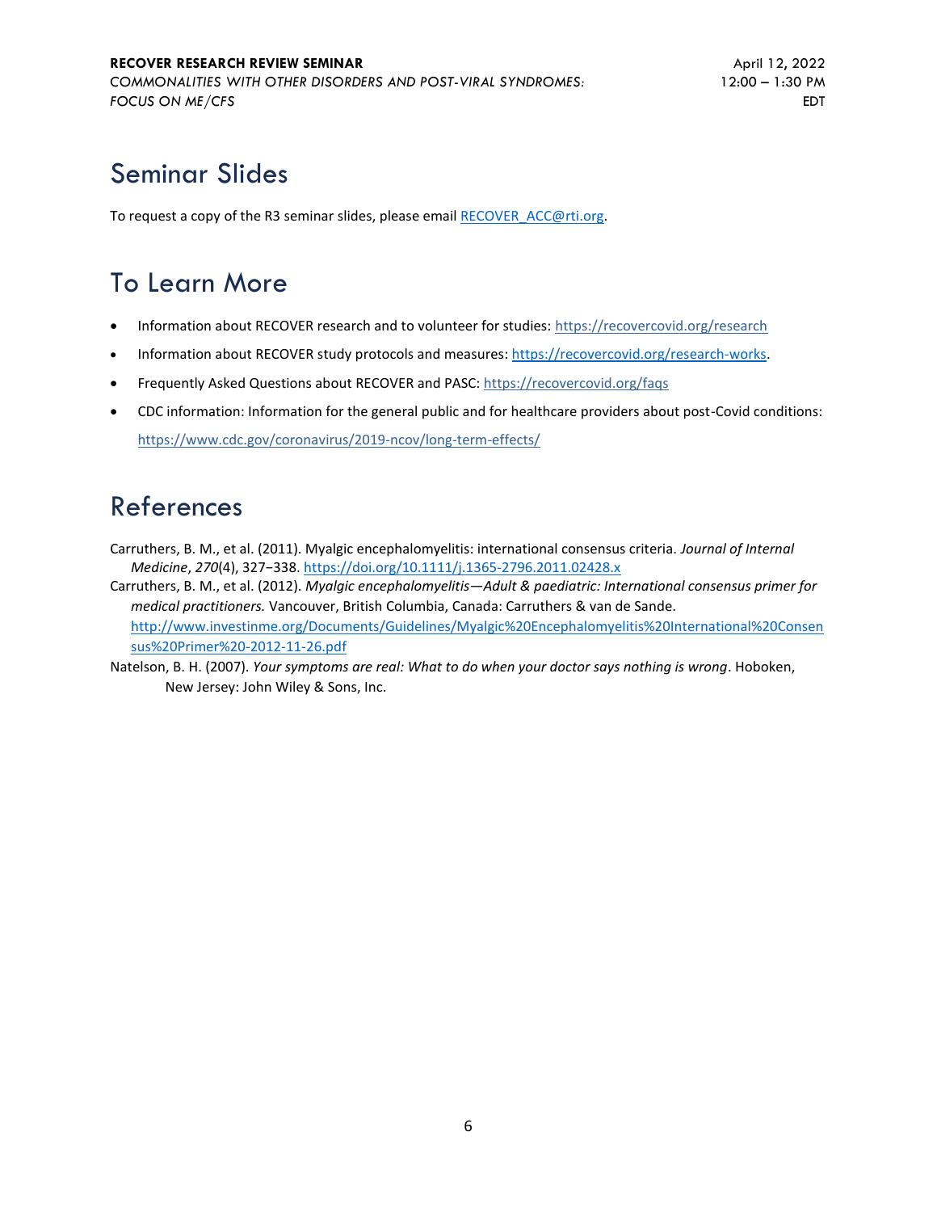## Seminar Slides

To request a copy of the R3 seminar slides, please email [RECOVER_ACC@rti.org](mailto:RECOVER_ACC@rti.org).

## To Learn More

- Information about RECOVER research and to volunteer for studies: https://recovercovid.org/research
- Information about RECOVER study protocols and measures: https://recovercovid.org/research-works.
- Frequently Asked Questions about RECOVER and PASC: https://recovercovid.org/faqs
- CDC information: Information for the general public and for healthcare providers about post-Covid conditions: https://www.cdc.gov/coronavirus/2019-ncov/long-term-effects/

## References

Carruthers, B. M., et al. (2011). Myalgic encephalomyelitis: international consensus criteria. *Journal of Internal Medicine*, *270*(4), 327–338. https://doi.org/10.1111/j.1365-2796.2011.02428.x

Carruthers, B. M., et al. (2012). *Myalgic encephalomyelitis—Adult & paediatric: International consensus primer for medical practitioners.* Vancouver, British Columbia, Canada: Carruthers & van de Sande. http://www.investinme.org/Documents/Guidelines/Myalgic%20Encephalomyelitis%20International%20Consensus%20Primer%20-2012-11-26.pdf

Natelson, B. H. (2007). *Your symptoms are real: What to do when your doctor says nothing is wrong*. Hoboken, New Jersey: John Wiley & Sons, Inc.